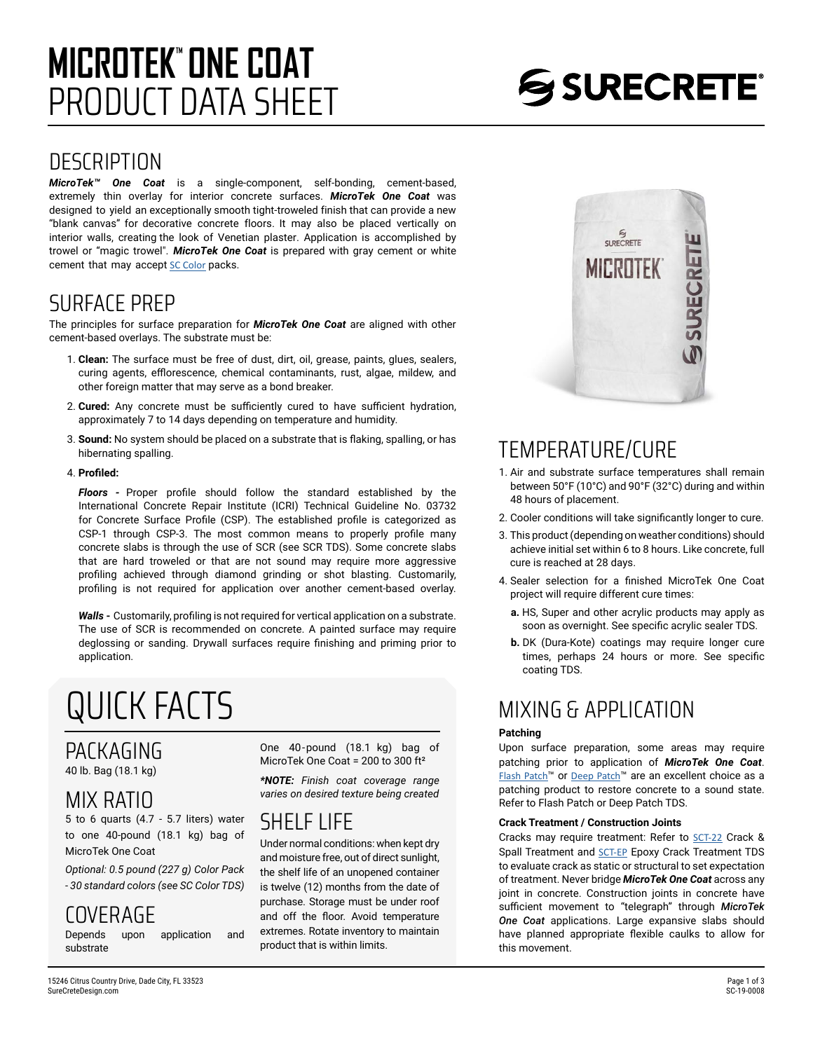# MICROTEK™ ONE COAT
# PRODUCT DATA SHEET

## DESCRIPTION

***MicroTek™ One Coat*** is a single-component, self-bonding, cement-based, extremely thin overlay for interior concrete surfaces. ***MicroTek One Coat*** was designed to yield an exceptionally smooth tight-troweled finish that can provide a new "blank canvas" for decorative concrete floors. It may also be placed vertically on interior walls, creating the look of Venetian plaster. Application is accomplished by trowel or "magic trowel". ***MicroTek One Coat*** is prepared with gray cement or white cement that may accept SC Color packs.

## SURFACE PREP

The principles for surface preparation for ***MicroTek One Coat*** are aligned with other cement-based overlays. The substrate must be:

1. **Clean:** The surface must be free of dust, dirt, oil, grease, paints, glues, sealers, curing agents, efflorescence, chemical contaminants, rust, algae, mildew, and other foreign matter that may serve as a bond breaker.
2. **Cured:** Any concrete must be sufficiently cured to have sufficient hydration, approximately 7 to 14 days depending on temperature and humidity.
3. **Sound:** No system should be placed on a substrate that is flaking, spalling, or has hibernating spalling.
4. **Profiled:**

   ***Floors -*** Proper profile should follow the standard established by the International Concrete Repair Institute (ICRI) Technical Guideline No. 03732 for Concrete Surface Profile (CSP). The established profile is categorized as CSP-1 through CSP-3. The most common means to properly profile many concrete slabs is through the use of SCR (see SCR TDS). Some concrete slabs that are hard troweled or that are not sound may require more aggressive profiling achieved through diamond grinding or shot blasting. Customarily, profiling is not required for application over another cement-based overlay.

   ***Walls -*** Customarily, profiling is not required for vertical application on a substrate. The use of SCR is recommended on concrete. A painted surface may require deglossing or sanding. Drywall surfaces require finishing and priming prior to application.

# QUICK FACTS

## PACKAGING

40 lb. Bag (18.1 kg)

## MIX RATIO

5 to 6 quarts (4.7 - 5.7 liters) water to one 40-pound (18.1 kg) bag of MicroTek One Coat

*Optional: 0.5 pound (227 g) Color Pack - 30 standard colors (see SC Color TDS)*

## COVERAGE

Depends upon application and substrate

One 40-pound (18.1 kg) bag of MicroTek One Coat = 200 to 300 ft²

***\*NOTE:** Finish coat coverage range varies on desired texture being created*

## SHELF LIFE

Under normal conditions: when kept dry and moisture free, out of direct sunlight, the shelf life of an unopened container is twelve (12) months from the date of purchase. Storage must be under roof and off the floor. Avoid temperature extremes. Rotate inventory to maintain product that is within limits.

## TEMPERATURE/CURE

1. Air and substrate surface temperatures shall remain between 50°F (10°C) and 90°F (32°C) during and within 48 hours of placement.
2. Cooler conditions will take significantly longer to cure.
3. This product (depending on weather conditions) should achieve initial set within 6 to 8 hours. Like concrete, full cure is reached at 28 days.
4. Sealer selection for a finished MicroTek One Coat project will require different cure times:
   - **a.** HS, Super and other acrylic products may apply as soon as overnight. See specific acrylic sealer TDS.
   - **b.** DK (Dura-Kote) coatings may require longer cure times, perhaps 24 hours or more. See specific coating TDS.

## MIXING & APPLICATION

**Patching**

Upon surface preparation, some areas may require patching prior to application of ***MicroTek One Coat***. Flash Patch™ or Deep Patch™ are an excellent choice as a patching product to restore concrete to a sound state. Refer to Flash Patch or Deep Patch TDS.

**Crack Treatment / Construction Joints**

Cracks may require treatment: Refer to SCT-22 Crack & Spall Treatment and SCT-EP Epoxy Crack Treatment TDS to evaluate crack as static or structural to set expectation of treatment. Never bridge ***MicroTek One Coat*** across any joint in concrete. Construction joints in concrete have sufficient movement to "telegraph" through ***MicroTek One Coat*** applications. Large expansive slabs should have planned appropriate flexible caulks to allow for this movement.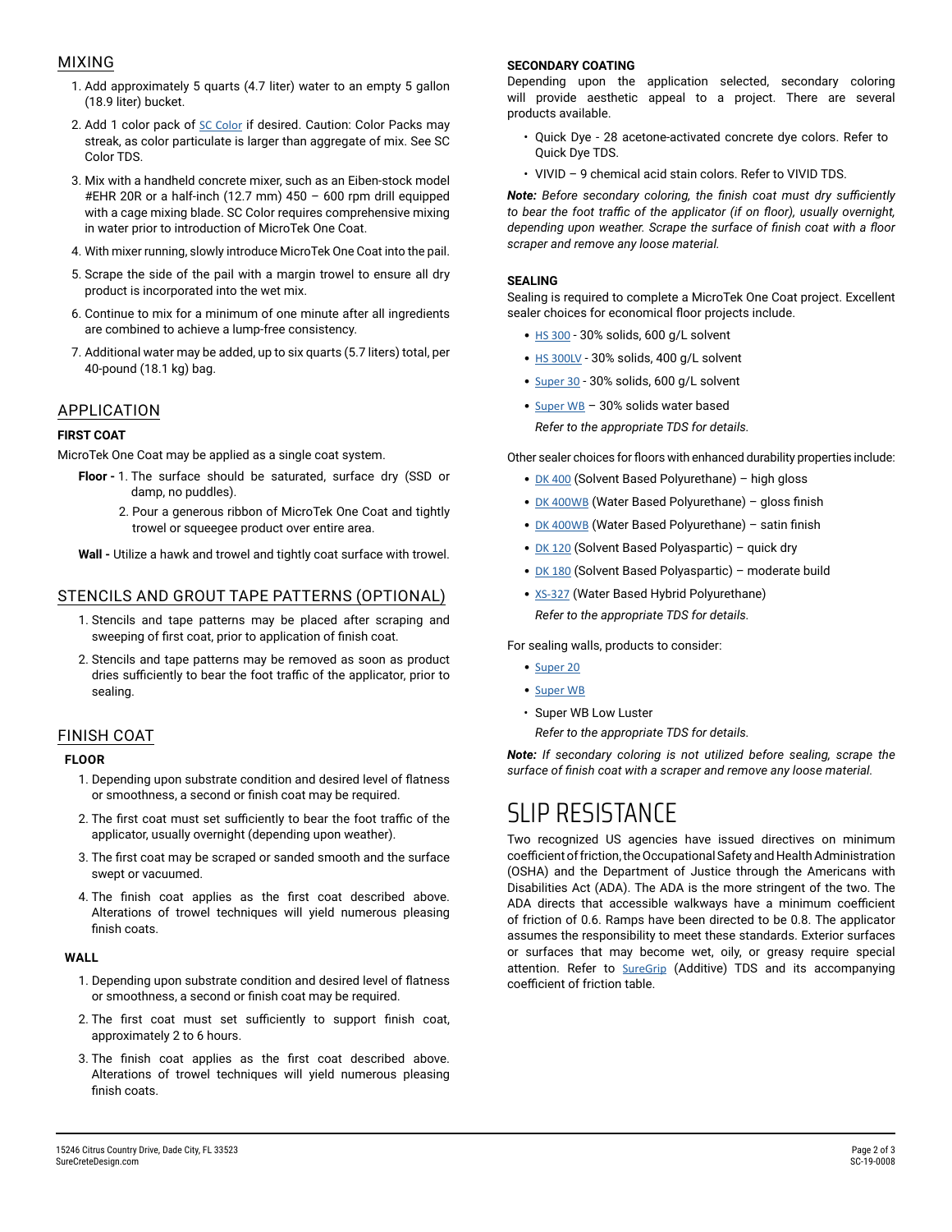## MIXING

1. Add approximately 5 quarts (4.7 liter) water to an empty 5 gallon (18.9 liter) bucket.
2. Add 1 color pack of SC Color if desired. Caution: Color Packs may streak, as color particulate is larger than aggregate of mix. See SC Color TDS.
3. Mix with a handheld concrete mixer, such as an Eiben-stock model #EHR 20R or a half-inch (12.7 mm) 450 – 600 rpm drill equipped with a cage mixing blade. SC Color requires comprehensive mixing in water prior to introduction of MicroTek One Coat.
4. With mixer running, slowly introduce MicroTek One Coat into the pail.
5. Scrape the side of the pail with a margin trowel to ensure all dry product is incorporated into the wet mix.
6. Continue to mix for a minimum of one minute after all ingredients are combined to achieve a lump-free consistency.
7. Additional water may be added, up to six quarts (5.7 liters) total, per 40-pound (18.1 kg) bag.

## APPLICATION

**FIRST COAT**

MicroTek One Coat may be applied as a single coat system.

**Floor -** 1. The surface should be saturated, surface dry (SSD or damp, no puddles).
2. Pour a generous ribbon of MicroTek One Coat and tightly trowel or squeegee product over entire area.

**Wall -** Utilize a hawk and trowel and tightly coat surface with trowel.

## STENCILS AND GROUT TAPE PATTERNS (OPTIONAL)

1. Stencils and tape patterns may be placed after scraping and sweeping of first coat, prior to application of finish coat.
2. Stencils and tape patterns may be removed as soon as product dries sufficiently to bear the foot traffic of the applicator, prior to sealing.

## FINISH COAT

**FLOOR**

1. Depending upon substrate condition and desired level of flatness or smoothness, a second or finish coat may be required.
2. The first coat must set sufficiently to bear the foot traffic of the applicator, usually overnight (depending upon weather).
3. The first coat may be scraped or sanded smooth and the surface swept or vacuumed.
4. The finish coat applies as the first coat described above. Alterations of trowel techniques will yield numerous pleasing finish coats.

**WALL**

1. Depending upon substrate condition and desired level of flatness or smoothness, a second or finish coat may be required.
2. The first coat must set sufficiently to support finish coat, approximately 2 to 6 hours.
3. The finish coat applies as the first coat described above. Alterations of trowel techniques will yield numerous pleasing finish coats.

**SECONDARY COATING**

Depending upon the application selected, secondary coloring will provide aesthetic appeal to a project. There are several products available.

- Quick Dye - 28 acetone-activated concrete dye colors. Refer to Quick Dye TDS.
- VIVID – 9 chemical acid stain colors. Refer to VIVID TDS.

***Note:*** *Before secondary coloring, the finish coat must dry sufficiently to bear the foot traffic of the applicator (if on floor), usually overnight, depending upon weather. Scrape the surface of finish coat with a floor scraper and remove any loose material.*

**SEALING**

Sealing is required to complete a MicroTek One Coat project. Excellent sealer choices for economical floor projects include.

- HS 300 - 30% solids, 600 g/L solvent
- HS 300LV - 30% solids, 400 g/L solvent
- Super 30 - 30% solids, 600 g/L solvent
- Super WB – 30% solids water based

*Refer to the appropriate TDS for details.*

Other sealer choices for floors with enhanced durability properties include:

- DK 400 (Solvent Based Polyurethane) – high gloss
- DK 400WB (Water Based Polyurethane) – gloss finish
- DK 400WB (Water Based Polyurethane) – satin finish
- DK 120 (Solvent Based Polyaspartic) – quick dry
- DK 180 (Solvent Based Polyaspartic) – moderate build
- XS-327 (Water Based Hybrid Polyurethane)

*Refer to the appropriate TDS for details.*

For sealing walls, products to consider:

- Super 20
- Super WB
- Super WB Low Luster

*Refer to the appropriate TDS for details.*

***Note:*** *If secondary coloring is not utilized before sealing, scrape the surface of finish coat with a scraper and remove any loose material.*

# SLIP RESISTANCE

Two recognized US agencies have issued directives on minimum coefficient of friction, the Occupational Safety and Health Administration (OSHA) and the Department of Justice through the Americans with Disabilities Act (ADA). The ADA is the more stringent of the two. The ADA directs that accessible walkways have a minimum coefficient of friction of 0.6. Ramps have been directed to be 0.8. The applicator assumes the responsibility to meet these standards. Exterior surfaces or surfaces that may become wet, oily, or greasy require special attention. Refer to SureGrip (Additive) TDS and its accompanying coefficient of friction table.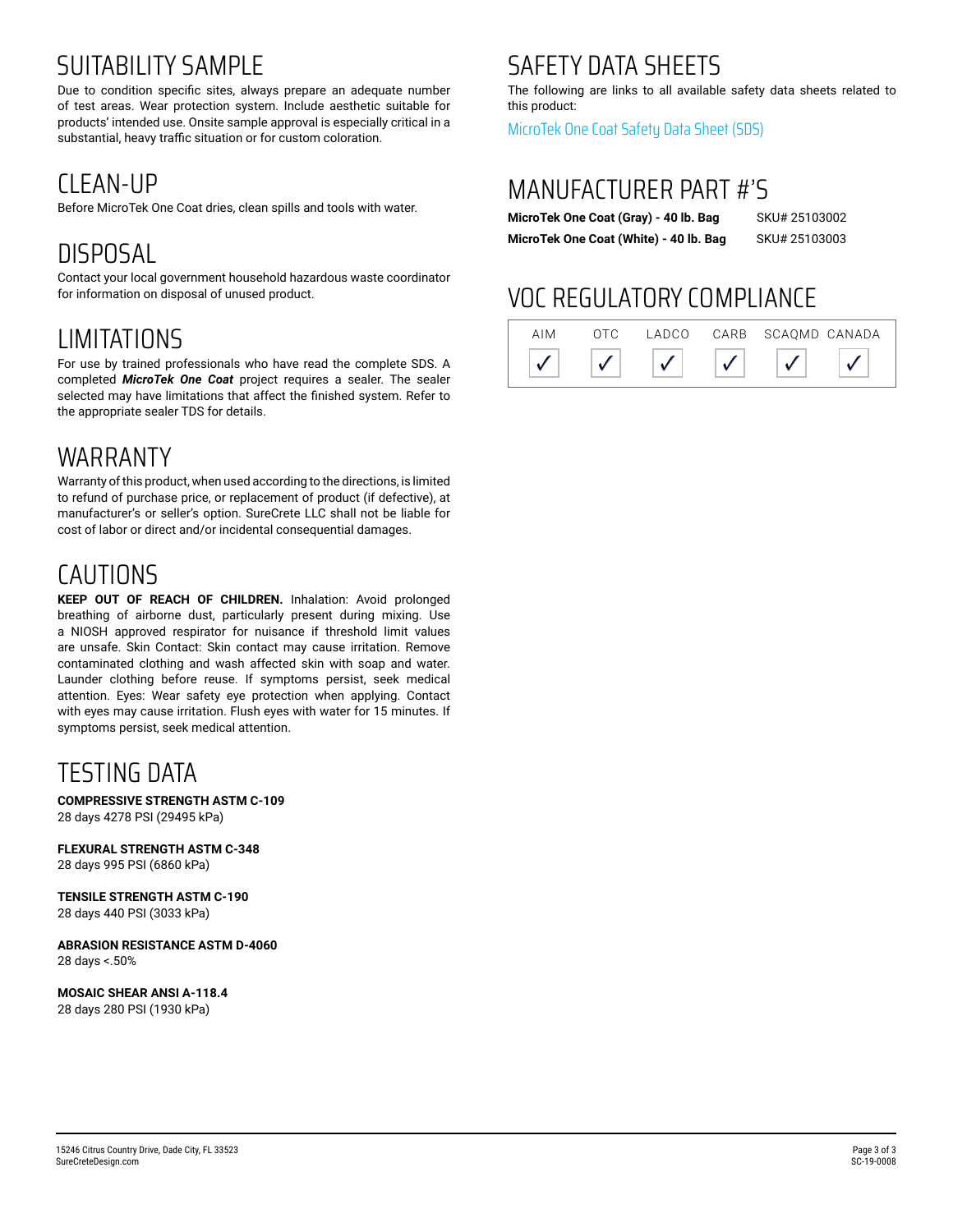## SUITABILITY SAMPLE

Due to condition specific sites, always prepare an adequate number of test areas. Wear protection system. Include aesthetic suitable for products' intended use. Onsite sample approval is especially critical in a substantial, heavy traffic situation or for custom coloration.

## CLEAN-UP

Before MicroTek One Coat dries, clean spills and tools with water.

## DISPOSAL

Contact your local government household hazardous waste coordinator for information on disposal of unused product.

## LIMITATIONS

For use by trained professionals who have read the complete SDS. A completed ***MicroTek One Coat*** project requires a sealer. The sealer selected may have limitations that affect the finished system. Refer to the appropriate sealer TDS for details.

## WARRANTY

Warranty of this product, when used according to the directions, is limited to refund of purchase price, or replacement of product (if defective), at manufacturer's or seller's option. SureCrete LLC shall not be liable for cost of labor or direct and/or incidental consequential damages.

## CAUTIONS

**KEEP OUT OF REACH OF CHILDREN.** Inhalation: Avoid prolonged breathing of airborne dust, particularly present during mixing. Use a NIOSH approved respirator for nuisance if threshold limit values are unsafe. Skin Contact: Skin contact may cause irritation. Remove contaminated clothing and wash affected skin with soap and water. Launder clothing before reuse. If symptoms persist, seek medical attention. Eyes: Wear safety eye protection when applying. Contact with eyes may cause irritation. Flush eyes with water for 15 minutes. If symptoms persist, seek medical attention.

## TESTING DATA

**COMPRESSIVE STRENGTH ASTM C-109**
28 days 4278 PSI (29495 kPa)

**FLEXURAL STRENGTH ASTM C-348**
28 days 995 PSI (6860 kPa)

**TENSILE STRENGTH ASTM C-190**
28 days 440 PSI (3033 kPa)

**ABRASION RESISTANCE ASTM D-4060**
28 days <.50%

**MOSAIC SHEAR ANSI A-118.4**
28 days 280 PSI (1930 kPa)

## SAFETY DATA SHEETS

The following are links to all available safety data sheets related to this product:

MicroTek One Coat Safety Data Sheet (SDS)

## MANUFACTURER PART #'S

| | |
|---|---|
| **MicroTek One Coat (Gray) - 40 lb. Bag** | SKU# 25103002 |
| **MicroTek One Coat (White) - 40 lb. Bag** | SKU# 25103003 |

## VOC REGULATORY COMPLIANCE

| AIM | OTC | LADCO | CARB | SCAQMD | CANADA |
|---|---|---|---|---|---|
| ✓ | ✓ | ✓ | ✓ | ✓ | ✓ |